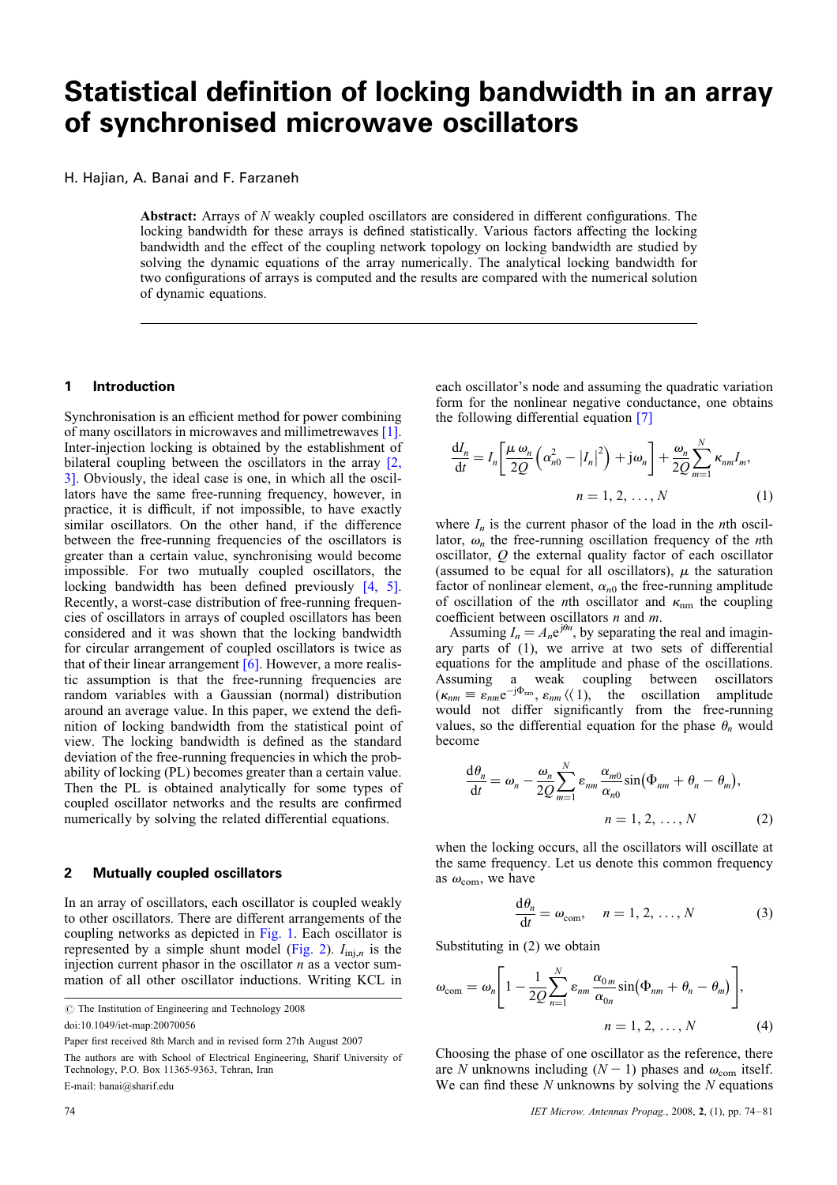# Statistical definition of locking bandwidth in an array of synchronised microwave oscillators

H. Hajian, A. Banai and F. Farzaneh

**Abstract:** Arrays of $N$ weakly coupled oscillators are considered in different configurations. The locking bandwidth for these arrays is defined statistically. Various factors affecting the locking bandwidth and the effect of the coupling network topology on locking bandwidth are studied by solving the dynamic equations of the array numerically. The analytical locking bandwidth for two configurations of arrays is computed and the results are compared with the numerical solution of dynamic equations.

## 1 Introduction

Synchronisation is an efficient method for power combining of many oscillators in microwaves and millimetrewaves [1]. Inter-injection locking is obtained by the establishment of bilateral coupling between the oscillators in the array [2, 3]. Obviously, the ideal case is one, in which all the oscillators have the same free-running frequency, however, in practice, it is difficult, if not impossible, to have exactly similar oscillators. On the other hand, if the difference between the free-running frequencies of the oscillators is greater than a certain value, synchronising would become impossible. For two mutually coupled oscillators, the locking bandwidth has been defined previously [4, 5]. Recently, a worst-case distribution of free-running frequencies of oscillators in arrays of coupled oscillators has been considered and it was shown that the locking bandwidth for circular arrangement of coupled oscillators is twice as that of their linear arrangement [6]. However, a more realistic assumption is that the free-running frequencies are random variables with a Gaussian (normal) distribution around an average value. In this paper, we extend the definition of locking bandwidth from the statistical point of view. The locking bandwidth is defined as the standard deviation of the free-running frequencies in which the probability of locking (PL) becomes greater than a certain value. Then the PL is obtained analytically for some types of coupled oscillator networks and the results are confirmed numerically by solving the related differential equations.

## 2 Mutually coupled oscillators

In an array of oscillators, each oscillator is coupled weakly to other oscillators. There are different arrangements of the coupling networks as depicted in Fig. 1. Each oscillator is represented by a simple shunt model (Fig. 2). $I_{\text{inj},n}$ is the injection current phasor in the oscillator $n$ as a vector summation of all other oscillator inductions. Writing KCL in each oscillator's node and assuming the quadratic variation form for the nonlinear negative conductance, one obtains the following differential equation [7]

$$\frac{\mathrm{d}I_n}{\mathrm{d}t} = I_n\left[\frac{\mu\,\omega_n}{2Q}\left(\alpha_{n0}^2 - |I_n|^2\right) + \mathrm{j}\omega_n\right] + \frac{\omega_n}{2Q}\sum_{m=1}^{N}\kappa_{nm}I_m, \quad n = 1, 2, \ldots, N \tag{1}$$

where $I_n$ is the current phasor of the load in the $n$th oscillator, $\omega_n$ the free-running oscillation frequency of the $n$th oscillator, $Q$ the external quality factor of each oscillator (assumed to be equal for all oscillators), $\mu$ the saturation factor of nonlinear element, $\alpha_{n0}$ the free-running amplitude of oscillation of the $n$th oscillator and $\kappa_{\text{nm}}$ the coupling coefficient between oscillators $n$ and $m$.

Assuming $I_n = A_n e^{j\theta_n}$, by separating the real and imaginary parts of (1), we arrive at two sets of differential equations for the amplitude and phase of the oscillations. Assuming a weak coupling between oscillators ($\kappa_{nm} \equiv \varepsilon_{nm}e^{-j\Phi_{nm}}$, $\varepsilon_{nm} \langle\langle 1$), the oscillation amplitude would not differ significantly from the free-running values, so the differential equation for the phase $\theta_n$ would become

$$\frac{\mathrm{d}\theta_n}{\mathrm{d}t} = \omega_n - \frac{\omega_n}{2Q}\sum_{m=1}^{N}\varepsilon_{nm}\frac{\alpha_{m0}}{\alpha_{n0}}\sin(\Phi_{nm} + \theta_n - \theta_m), \quad n = 1, 2, \ldots, N \tag{2}$$

when the locking occurs, all the oscillators will oscillate at the same frequency. Let us denote this common frequency as $\omega_{\text{com}}$, we have

$$\frac{\mathrm{d}\theta_n}{\mathrm{d}t} = \omega_{\text{com}}, \quad n = 1, 2, \ldots, N \tag{3}$$

Substituting in (2) we obtain

$$\omega_{\text{com}} = \omega_n\left[1 - \frac{1}{2Q}\sum_{n=1}^{N}\varepsilon_{nm}\frac{\alpha_{0m}}{\alpha_{0n}}\sin(\Phi_{nm} + \theta_n - \theta_m)\right], \quad n = 1, 2, \ldots, N \tag{4}$$

Choosing the phase of one oscillator as the reference, there are $N$ unknowns including $(N-1)$ phases and $\omega_{\text{com}}$ itself. We can find these $N$ unknowns by solving the $N$ equations

© The Institution of Engineering and Technology 2008

doi:10.1049/iet-map:20070056

Paper first received 8th March and in revised form 27th August 2007

The authors are with School of Electrical Engineering, Sharif University of Technology, P.O. Box 11365-9363, Tehran, Iran

E-mail: banai@sharif.edu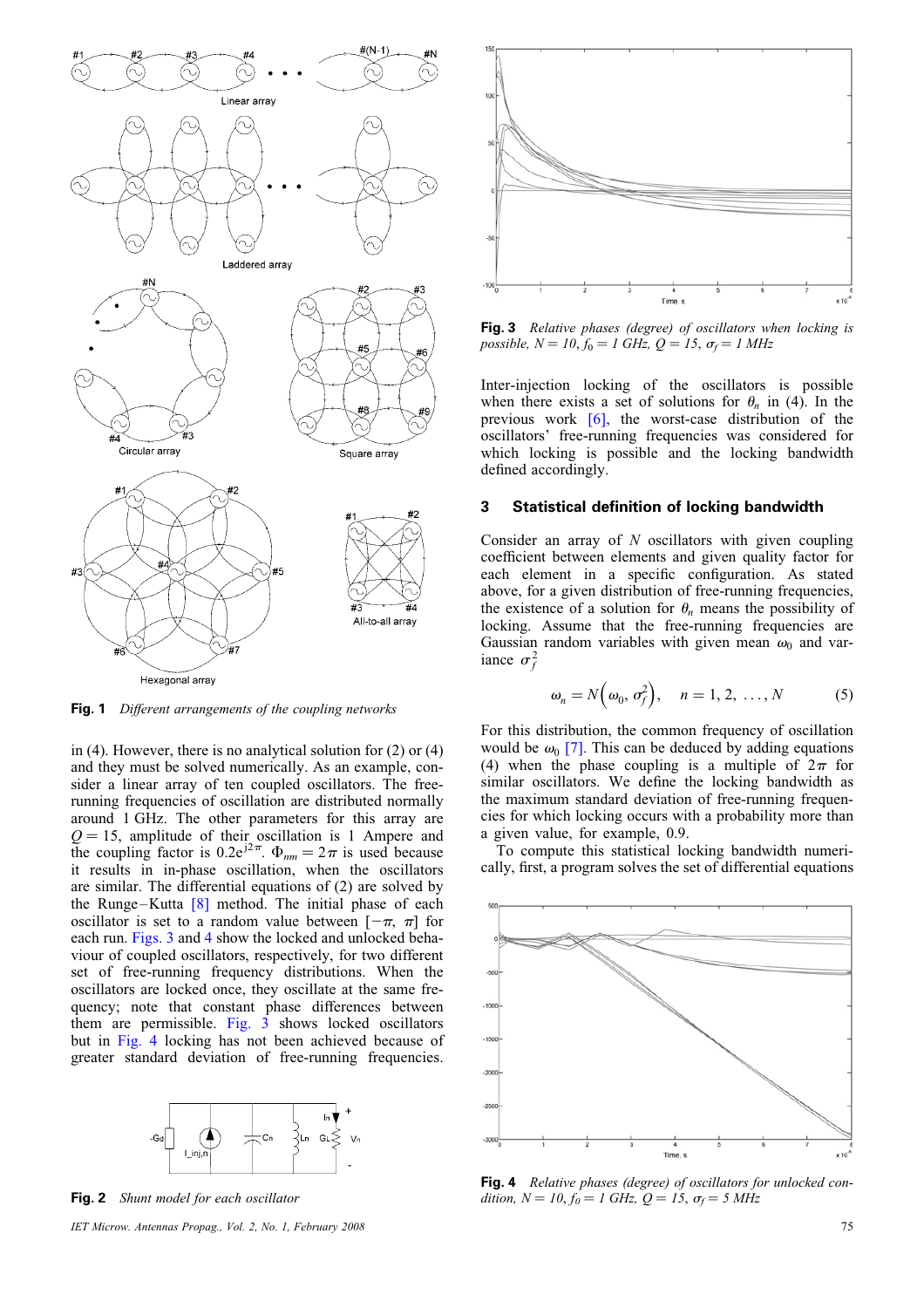Fig. 1 *Different arrangements of the coupling networks*

in (4). However, there is no analytical solution for (2) or (4) and they must be solved numerically. As an example, consider a linear array of ten coupled oscillators. The free-running frequencies of oscillation are distributed normally around 1 GHz. The other parameters for this array are $Q = 15$, amplitude of their oscillation is 1 Ampere and the coupling factor is $0.2e^{j2\pi}$. $\Phi_{nm} = 2\pi$ is used because it results in in-phase oscillation, when the oscillators are similar. The differential equations of (2) are solved by the Runge–Kutta [8] method. The initial phase of each oscillator is set to a random value between $[-\pi, \pi]$ for each run. Figs. 3 and 4 show the locked and unlocked behaviour of coupled oscillators, respectively, for two different set of free-running frequency distributions. When the oscillators are locked once, they oscillate at the same frequency; note that constant phase differences between them are permissible. Fig. 3 shows locked oscillators but in Fig. 4 locking has not been achieved because of greater standard deviation of free-running frequencies.

Fig. 2 *Shunt model for each oscillator*

Fig. 3 *Relative phases (degree) of oscillators when locking is possible, $N = 10$, $f_0 = 1$ GHz, $Q = 15$, $\sigma_f = 1$ MHz*

Inter-injection locking of the oscillators is possible when there exists a set of solutions for $\theta_n$ in (4). In the previous work [6], the worst-case distribution of the oscillators' free-running frequencies was considered for which locking is possible and the locking bandwidth defined accordingly.

## 3 Statistical definition of locking bandwidth

Consider an array of $N$ oscillators with given coupling coefficient between elements and given quality factor for each element in a specific configuration. As stated above, for a given distribution of free-running frequencies, the existence of a solution for $\theta_n$ means the possibility of locking. Assume that the free-running frequencies are Gaussian random variables with given mean $\omega_0$ and variance $\sigma_f^2$

$$\omega_n = N\left(\omega_0, \sigma_f^2\right), \quad n = 1, 2, \ldots, N \tag{5}$$

For this distribution, the common frequency of oscillation would be $\omega_0$ [7]. This can be deduced by adding equations (4) when the phase coupling is a multiple of $2\pi$ for similar oscillators. We define the locking bandwidth as the maximum standard deviation of free-running frequencies for which locking occurs with a probability more than a given value, for example, 0.9.

To compute this statistical locking bandwidth numerically, first, a program solves the set of differential equations

Fig. 4 *Relative phases (degree) of oscillators for unlocked condition, $N = 10$, $f_0 = 1$ GHz, $Q = 15$, $\sigma_f = 5$ MHz*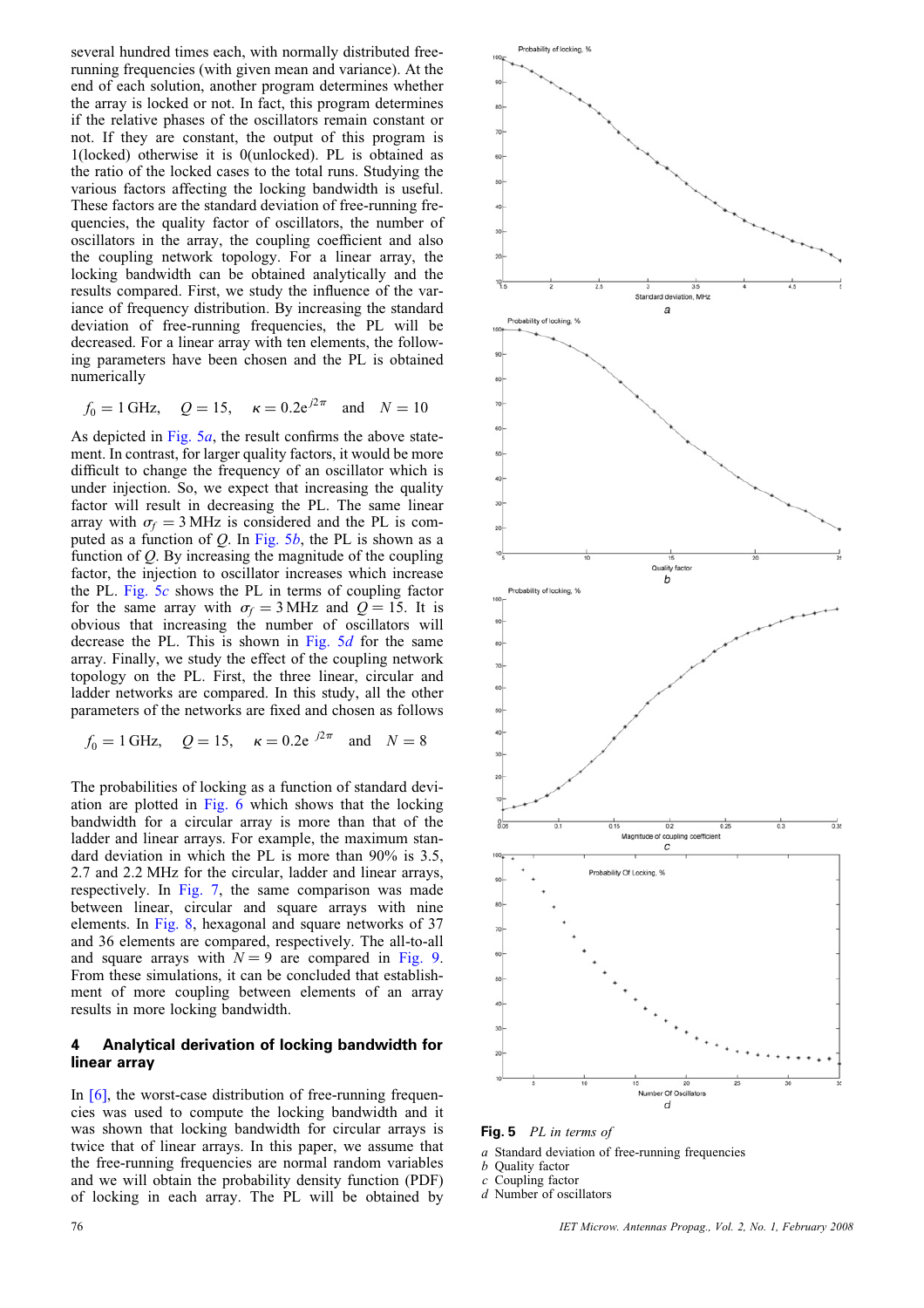several hundred times each, with normally distributed free-running frequencies (with given mean and variance). At the end of each solution, another program determines whether the array is locked or not. In fact, this program determines if the relative phases of the oscillators remain constant or not. If they are constant, the output of this program is 1(locked) otherwise it is 0(unlocked). PL is obtained as the ratio of the locked cases to the total runs. Studying the various factors affecting the locking bandwidth is useful. These factors are the standard deviation of free-running frequencies, the quality factor of oscillators, the number of oscillators in the array, the coupling coefficient and also the coupling network topology. For a linear array, the locking bandwidth can be obtained analytically and the results compared. First, we study the influence of the variance of frequency distribution. By increasing the standard deviation of free-running frequencies, the PL will be decreased. For a linear array with ten elements, the following parameters have been chosen and the PL is obtained numerically

$$f_0 = 1\,\text{GHz}, \quad Q = 15, \quad \kappa = 0.2\mathrm{e}^{j2\pi} \quad \text{and} \quad N = 10$$

As depicted in Fig. 5*a*, the result confirms the above statement. In contrast, for larger quality factors, it would be more difficult to change the frequency of an oscillator which is under injection. So, we expect that increasing the quality factor will result in decreasing the PL. The same linear array with $\sigma_f = 3\,\text{MHz}$ is considered and the PL is computed as a function of $Q$. In Fig. 5*b*, the PL is shown as a function of $Q$. By increasing the magnitude of the coupling factor, the injection to oscillator increases which increase the PL. Fig. 5*c* shows the PL in terms of coupling factor for the same array with $\sigma_f = 3\,\text{MHz}$ and $Q = 15$. It is obvious that increasing the number of oscillators will decrease the PL. This is shown in Fig. 5*d* for the same array. Finally, we study the effect of the coupling network topology on the PL. First, the three linear, circular and ladder networks are compared. In this study, all the other parameters of the networks are fixed and chosen as follows

$$f_0 = 1\,\text{GHz}, \quad Q = 15, \quad \kappa = 0.2\mathrm{e}^{\,j2\pi} \quad \text{and} \quad N = 8$$

The probabilities of locking as a function of standard deviation are plotted in Fig. 6 which shows that the locking bandwidth for a circular array is more than that of the ladder and linear arrays. For example, the maximum standard deviation in which the PL is more than 90% is 3.5, 2.7 and 2.2 MHz for the circular, ladder and linear arrays, respectively. In Fig. 7, the same comparison was made between linear, circular and square arrays with nine elements. In Fig. 8, hexagonal and square networks of 37 and 36 elements are compared, respectively. The all-to-all and square arrays with $N = 9$ are compared in Fig. 9. From these simulations, it can be concluded that establishment of more coupling between elements of an array results in more locking bandwidth.

## 4 Analytical derivation of locking bandwidth for linear array

In [6], the worst-case distribution of free-running frequencies was used to compute the locking bandwidth and it was shown that locking bandwidth for circular arrays is twice that of linear arrays. In this paper, we assume that the free-running frequencies are normal random variables and we will obtain the probability density function (PDF) of locking in each array. The PL will be obtained by

**Fig. 5** *PL in terms of*

*a* Standard deviation of free-running frequencies
*b* Quality factor
*c* Coupling factor
*d* Number of oscillators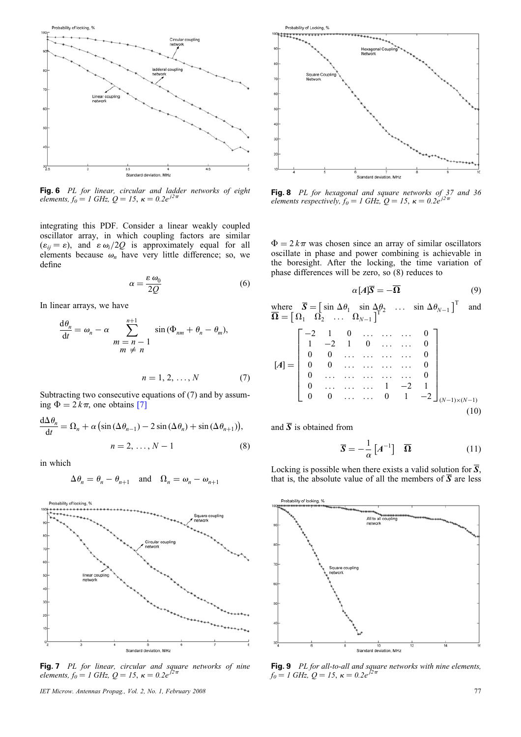Fig. 6 *PL for linear, circular and ladder networks of eight elements, $f_0 = 1$ GHz, $Q = 15$, $\kappa = 0.2e^{j2\pi}$*

integrating this PDF. Consider a linear weakly coupled oscillator array, in which coupling factors are similar ($\varepsilon_{ij} = \varepsilon$), and $\varepsilon\,\omega_i/2Q$ is approximately equal for all elements because $\omega_n$ have very little difference; so, we define

$$\alpha = \frac{\varepsilon\,\omega_0}{2Q} \tag{6}$$

In linear arrays, we have

$$\frac{\mathrm{d}\theta_n}{\mathrm{d}t} = \omega_n - \alpha \sum_{\substack{m=n-1 \\ m \neq n}}^{n+1} \sin(\Phi_{nm} + \theta_n - \theta_m),$$

$$n = 1, 2, \ldots, N \tag{7}$$

Subtracting two consecutive equations of (7) and by assuming $\Phi = 2k\pi$, one obtains [7]

$$\frac{\mathrm{d}\Delta\theta_n}{\mathrm{d}t} = \Omega_n + \alpha\left(\sin(\Delta\theta_{n-1}) - 2\sin(\Delta\theta_n) + \sin(\Delta\theta_{n+1})\right),$$

$$n = 2, \ldots, N-1 \tag{8}$$

in which

$$\Delta\theta_n = \theta_n - \theta_{n+1} \quad \text{and} \quad \Omega_n = \omega_n - \omega_{n+1}$$

Fig. 7 *PL for linear, circular and square networks of nine elements, $f_0 = 1$ GHz, $Q = 15$, $\kappa = 0.2e^{j2\pi}$*

Fig. 8 *PL for hexagonal and square networks of 37 and 36 elements respectively, $f_0 = 1$ GHz, $Q = 15$, $\kappa = 0.2e^{j2\pi}$*

$\Phi = 2k\pi$ was chosen since an array of similar oscillators oscillate in phase and power combining is achievable in the boresight. After the locking, the time variation of phase differences will be zero, so (8) reduces to

$$\alpha[\boldsymbol{A}]\overline{\boldsymbol{S}} = -\overline{\boldsymbol{\Omega}} \tag{9}$$

where $\overline{\boldsymbol{S}} = \begin{bmatrix} \sin\Delta\theta_1 & \sin\Delta\theta_2 & \ldots & \sin\Delta\theta_{N-1} \end{bmatrix}^{\mathrm{T}}$ and $\overline{\boldsymbol{\Omega}} = \begin{bmatrix} \Omega_1 & \Omega_2 & \ldots & \Omega_{N-1} \end{bmatrix}^{\mathrm{T}}$

$$[\boldsymbol{A}] = \begin{bmatrix} -2 & 1 & 0 & \ldots & \ldots & \ldots & 0 \\ 1 & -2 & 1 & 0 & \ldots & \ldots & 0 \\ 0 & 0 & \ldots & \ldots & \ldots & \ldots & 0 \\ 0 & 0 & \ldots & \ldots & \ldots & \ldots & 0 \\ 0 & \ldots & \ldots & \ldots & \ldots & \ldots & 0 \\ 0 & \ldots & \ldots & \ldots & 1 & -2 & 1 \\ 0 & 0 & \ldots & \ldots & 0 & 1 & -2 \end{bmatrix}_{(N-1)\times(N-1)} \tag{10}$$

and $\overline{\boldsymbol{S}}$ is obtained from

$$\overline{\boldsymbol{S}} = -\frac{1}{\alpha}\left[\boldsymbol{A}^{-1}\right]\ \overline{\boldsymbol{\Omega}} \tag{11}$$

Locking is possible when there exists a valid solution for $\overline{\boldsymbol{S}}$, that is, the absolute value of all the members of $\overline{\boldsymbol{S}}$ are less

Fig. 9 *PL for all-to-all and square networks with nine elements, $f_0 = 1$ GHz, $Q = 15$, $\kappa = 0.2e^{j2\pi}$*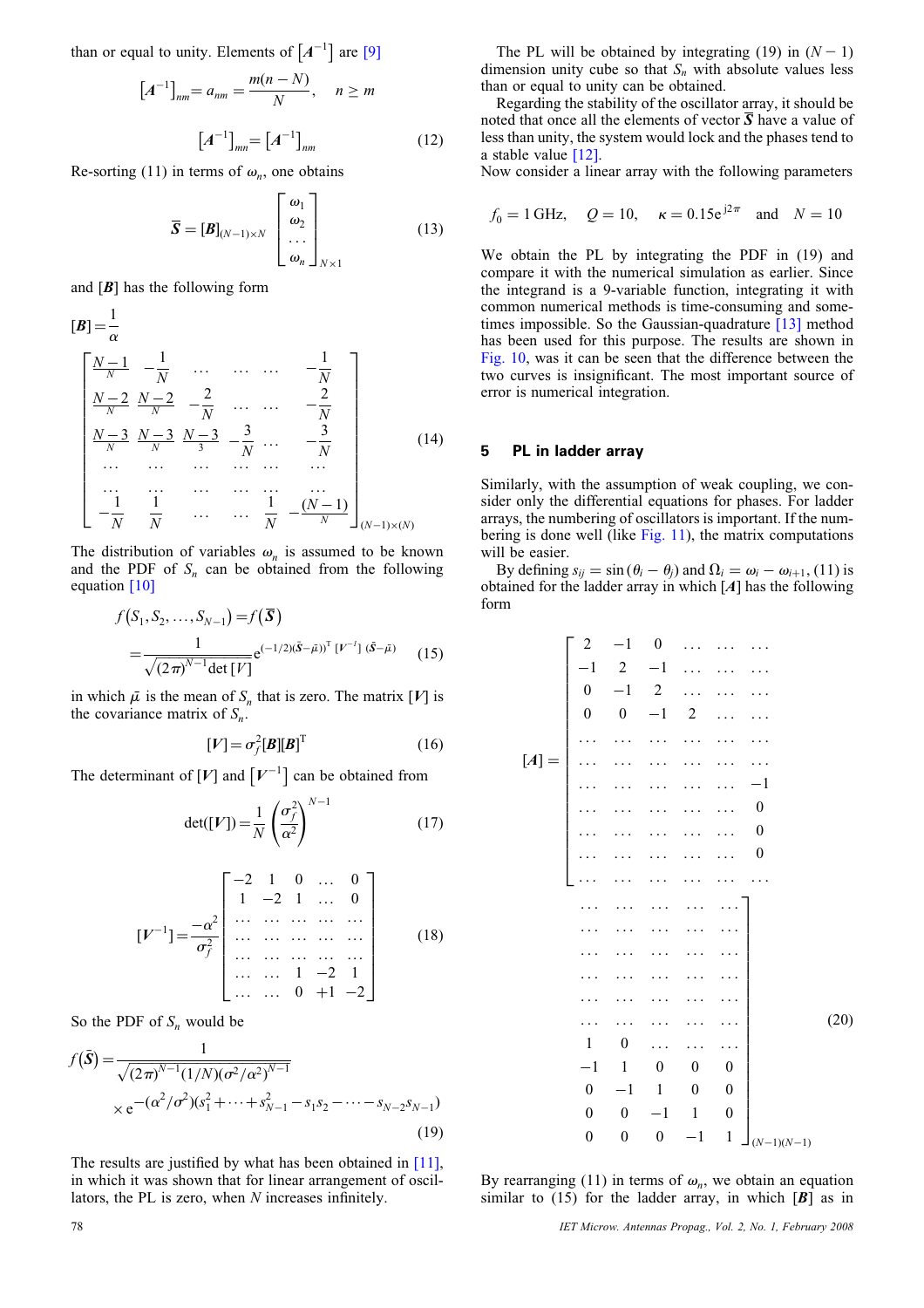than or equal to unity. Elements of $[A^{-1}]$ are [9]

$$[A^{-1}]_{nm} = a_{nm} = \frac{m(n-N)}{N}, \quad n \geq m$$

$$[A^{-1}]_{mn} = [A^{-1}]_{nm} \tag{12}$$

Re-sorting (11) in terms of $\omega_n$, one obtains

$$\bar{S} = [B]_{(N-1)\times N} \begin{bmatrix} \omega_1 \\ \omega_2 \\ \cdots \\ \omega_n \end{bmatrix}_{N\times 1} \tag{13}$$

and $[B]$ has the following form

$$[B] = \frac{1}{\alpha} \begin{bmatrix} \frac{N-1}{N} & -\frac{1}{N} & \cdots & \cdots & \cdots & -\frac{1}{N} \\ \frac{N-2}{N} & \frac{N-2}{N} & -\frac{2}{N} & \cdots & \cdots & -\frac{2}{N} \\ \frac{N-3}{N} & \frac{N-3}{N} & \frac{N-3}{3} & -\frac{3}{N} & \cdots & -\frac{3}{N} \\ \cdots & \cdots & \cdots & \cdots & \cdots & \cdots \\ \cdots & \cdots & \cdots & \cdots & \cdots & \cdots \\ -\frac{1}{N} & \frac{1}{N} & \cdots & \cdots & \frac{1}{N} & -\frac{(N-1)}{N} \end{bmatrix}_{(N-1)\times(N)} \tag{14}$$

The distribution of variables $\omega_n$ is assumed to be known and the PDF of $S_n$ can be obtained from the following equation [10]

$$f(S_1, S_2, \ldots, S_{N-1}) = f(\bar{S}) = \frac{1}{\sqrt{(2\pi)^{N-1}\det[V]}} e^{(-1/2)(\bar{S}-\bar{\mu})^{\mathrm{T}}[V^{-1}](\bar{S}-\bar{\mu})} \tag{15}$$

in which $\bar{\mu}$ is the mean of $S_n$ that is zero. The matrix $[V]$ is the covariance matrix of $S_n$.

$$[V] = \sigma_f^2 [B][B]^{\mathrm{T}} \tag{16}$$

The determinant of $[V]$ and $[V^{-1}]$ can be obtained from

$$\det([V]) = \frac{1}{N}\left(\frac{\sigma_f^2}{\alpha^2}\right)^{N-1} \tag{17}$$

$$[V^{-1}] = \frac{-\alpha^2}{\sigma_f^2} \begin{bmatrix} -2 & 1 & 0 & \cdots & 0 \\ 1 & -2 & 1 & \cdots & 0 \\ \cdots & \cdots & \cdots & \cdots & \cdots \\ \cdots & \cdots & \cdots & \cdots & \cdots \\ \cdots & \cdots & \cdots & \cdots & \cdots \\ \cdots & \cdots & 1 & -2 & 1 \\ \cdots & \cdots & 0 & +1 & -2 \end{bmatrix} \tag{18}$$

So the PDF of $S_n$ would be

$$f(\bar{S}) = \frac{1}{\sqrt{(2\pi)^{N-1}(1/N)(\sigma^2/\alpha^2)^{N-1}}} \times e^{-(\alpha^2/\sigma^2)(s_1^2 + \cdots + s_{N-1}^2 - s_1 s_2 - \cdots - s_{N-2}s_{N-1})} \tag{19}$$

The results are justified by what has been obtained in [11], in which it was shown that for linear arrangement of oscillators, the PL is zero, when $N$ increases infinitely.

The PL will be obtained by integrating (19) in $(N-1)$ dimension unity cube so that $S_n$ with absolute values less than or equal to unity can be obtained.

Regarding the stability of the oscillator array, it should be noted that once all the elements of vector $\bar{S}$ have a value of less than unity, the system would lock and the phases tend to a stable value [12].

Now consider a linear array with the following parameters

$$f_0 = 1\,\text{GHz}, \quad Q = 10, \quad \kappa = 0.15\mathrm{e}^{\mathrm{j}2\pi} \quad \text{and} \quad N = 10$$

We obtain the PL by integrating the PDF in (19) and compare it with the numerical simulation as earlier. Since the integrand is a 9-variable function, integrating it with common numerical methods is time-consuming and sometimes impossible. So the Gaussian-quadrature [13] method has been used for this purpose. The results are shown in Fig. 10, was it can be seen that the difference between the two curves is insignificant. The most important source of error is numerical integration.

## 5 PL in ladder array

Similarly, with the assumption of weak coupling, we consider only the differential equations for phases. For ladder arrays, the numbering of oscillators is important. If the numbering is done well (like Fig. 11), the matrix computations will be easier.

By defining $s_{ij} = \sin(\theta_i - \theta_j)$ and $\Omega_i = \omega_i - \omega_{i+1}$, (11) is obtained for the ladder array in which $[A]$ has the following form

$$[A] = \begin{bmatrix} 2 & -1 & 0 & \cdots & \cdots & \cdots & \cdots & \cdots & \cdots & \cdots & \cdots \\ -1 & 2 & -1 & \cdots & \cdots & \cdots & \cdots & \cdots & \cdots & \cdots & \cdots \\ 0 & -1 & 2 & \cdots & \cdots & \cdots & \cdots & \cdots & \cdots & \cdots & \cdots \\ 0 & 0 & -1 & 2 & \cdots & \cdots & \cdots & \cdots & \cdots & \cdots & \cdots \\ \cdots & \cdots & \cdots & \cdots & \cdots & \cdots & \cdots & \cdots & \cdots & \cdots & \cdots \\ \cdots & \cdots & \cdots & \cdots & \cdots & \cdots & \cdots & \cdots & \cdots & \cdots & \cdots \\ \cdots & \cdots & \cdots & \cdots & \cdots & -1 & 1 & 0 & \cdots & \cdots & \cdots \\ \cdots & \cdots & \cdots & \cdots & \cdots & 0 & -1 & 1 & 0 & 0 & 0 \\ \cdots & \cdots & \cdots & \cdots & \cdots & 0 & 0 & -1 & 1 & 0 & 0 \\ \cdots & \cdots & \cdots & \cdots & \cdots & 0 & 0 & 0 & -1 & 1 & 0 \\ \cdots & \cdots & \cdots & \cdots & \cdots & \cdots & 0 & 0 & 0 & -1 & 1 \end{bmatrix}_{(N-1)(N-1)} \tag{20}$$

By rearranging (11) in terms of $\omega_n$, we obtain an equation similar to (15) for the ladder array, in which $[B]$ as in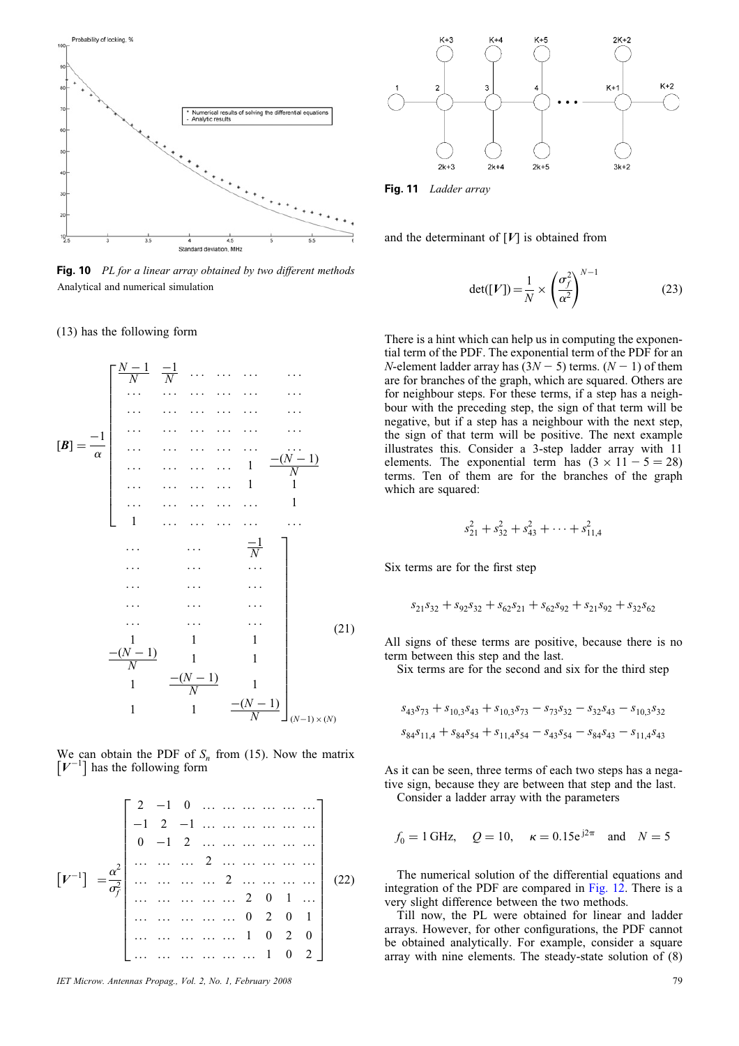Fig. 10 *PL for a linear array obtained by two different methods*

Analytical and numerical simulation

(13) has the following form

$$
[\boldsymbol{B}] = \frac{-1}{\alpha}\begin{bmatrix}
\frac{N-1}{N} & \frac{-1}{N} & \cdots & \cdots & \cdots & \cdots & \cdots & \cdots & \frac{-1}{N} \\
\cdots & \cdots & \cdots & \cdots & \cdots & \cdots & \cdots & \cdots & \cdots \\
\cdots & \cdots & \cdots & \cdots & \cdots & \cdots & \cdots & \cdots & \cdots \\
\cdots & \cdots & \cdots & \cdots & \cdots & \cdots & \cdots & \cdots & \cdots \\
\cdots & \cdots & \cdots & \cdots & \cdots & \cdots & \cdots & \cdots & \cdots \\
\cdots & \cdots & \cdots & \cdots & 1 & \frac{-(N-1)}{N} & 1 & 1 & 1 \\
\cdots & \cdots & \cdots & \cdots & 1 & 1 & \frac{-(N-1)}{N} & 1 & 1 \\
\cdots & \cdots & \cdots & \cdots & \cdots & 1 & 1 & \frac{-(N-1)}{N} & 1 \\
1 & \cdots & \cdots & \cdots & \cdots & \cdots & 1 & 1 & \frac{-(N-1)}{N}
\end{bmatrix}_{(N-1)\times(N)} \tag{21}
$$

We can obtain the PDF of $S_n$ from (15). Now the matrix $\left[\boldsymbol{V}^{-1}\right]$ has the following form

$$
\left[\boldsymbol{V}^{-1}\right] = \frac{\alpha^2}{\sigma_f^2}\begin{bmatrix}
2 & -1 & 0 & \cdots & \cdots & \cdots & \cdots & \cdots & \cdots \\
-1 & 2 & -1 & \cdots & \cdots & \cdots & \cdots & \cdots & \cdots \\
0 & -1 & 2 & \cdots & \cdots & \cdots & \cdots & \cdots & \cdots \\
\cdots & \cdots & \cdots & 2 & \cdots & \cdots & \cdots & \cdots & \cdots \\
\cdots & \cdots & \cdots & \cdots & 2 & \cdots & \cdots & \cdots & \cdots \\
\cdots & \cdots & \cdots & \cdots & \cdots & 2 & 0 & 1 & \cdots \\
\cdots & \cdots & \cdots & \cdots & \cdots & 0 & 2 & 0 & 1 \\
\cdots & \cdots & \cdots & \cdots & \cdots & 1 & 0 & 2 & 0 \\
\cdots & \cdots & \cdots & \cdots & \cdots & \cdots & 1 & 0 & 2
\end{bmatrix} \tag{22}
$$

Fig. 11 *Ladder array*

and the determinant of $[\boldsymbol{V}]$ is obtained from

$$
\det([\boldsymbol{V}]) = \frac{1}{N} \times \left(\frac{\sigma_f^2}{\alpha^2}\right)^{N-1} \tag{23}
$$

There is a hint which can help us in computing the exponential term of the PDF. The exponential term of the PDF for an $N$-element ladder array has $(3N-5)$ terms. $(N-1)$ of them are for branches of the graph, which are squared. Others are for neighbour steps. For these terms, if a step has a neighbour with the preceding step, the sign of that term will be negative, but if a step has a neighbour with the next step, the sign of that term will be positive. The next example illustrates this. Consider a 3-step ladder array with 11 elements. The exponential term has $(3 \times 11 - 5 = 28)$ terms. Ten of them are for the branches of the graph which are squared:

$$
s_{21}^2 + s_{32}^2 + s_{43}^2 + \cdots + s_{11,4}^2
$$

Six terms are for the first step

$$
s_{21}s_{32} + s_{92}s_{32} + s_{62}s_{21} + s_{62}s_{92} + s_{21}s_{92} + s_{32}s_{62}
$$

All signs of these terms are positive, because there is no term between this step and the last.

Six terms are for the second and six for the third step

$$
s_{43}s_{73} + s_{10,3}s_{43} + s_{10,3}s_{73} - s_{73}s_{32} - s_{32}s_{43} - s_{10,3}s_{32}
$$

$$
s_{84}s_{11,4} + s_{84}s_{54} + s_{11,4}s_{54} - s_{43}s_{54} - s_{84}s_{43} - s_{11,4}s_{43}
$$

As it can be seen, three terms of each two steps has a negative sign, because they are between that step and the last.

Consider a ladder array with the parameters

$$
f_0 = 1\,\text{GHz}, \quad Q = 10, \quad \kappa = 0.15\mathrm{e}^{\,\mathrm{j}2\pi} \quad \text{and} \quad N = 5
$$

The numerical solution of the differential equations and integration of the PDF are compared in Fig. 12. There is a very slight difference between the two methods.

Till now, the PL were obtained for linear and ladder arrays. However, for other configurations, the PDF cannot be obtained analytically. For example, consider a square array with nine elements. The steady-state solution of (8)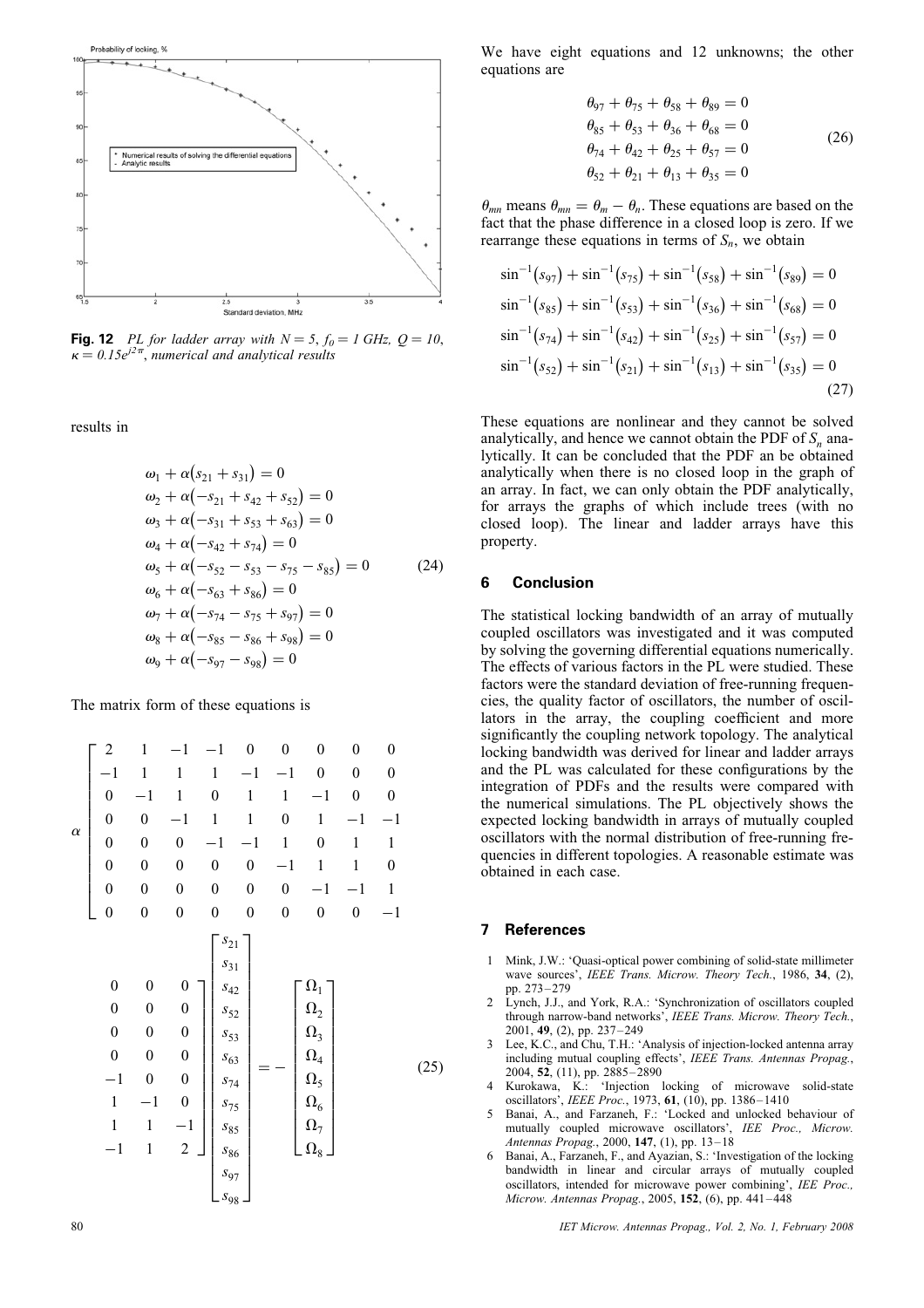Fig. 12 *PL for ladder array with N = 5, $f_0 = 1$ GHz, Q = 10, $\kappa = 0.15e^{j2\pi}$, numerical and analytical results*

results in

$$
\begin{aligned}
&\omega_1 + \alpha(s_{21} + s_{31}) = 0 \\
&\omega_2 + \alpha(-s_{21} + s_{42} + s_{52}) = 0 \\
&\omega_3 + \alpha(-s_{31} + s_{53} + s_{63}) = 0 \\
&\omega_4 + \alpha(-s_{42} + s_{74}) = 0 \\
&\omega_5 + \alpha(-s_{52} - s_{53} - s_{75} - s_{85}) = 0 \\
&\omega_6 + \alpha(-s_{63} + s_{86}) = 0 \\
&\omega_7 + \alpha(-s_{74} - s_{75} + s_{97}) = 0 \\
&\omega_8 + \alpha(-s_{85} - s_{86} + s_{98}) = 0 \\
&\omega_9 + \alpha(-s_{97} - s_{98}) = 0
\end{aligned} \tag{24}
$$

The matrix form of these equations is

$$
\alpha \begin{bmatrix}
2 & 1 & -1 & -1 & 0 & 0 & 0 & 0 & 0 & 0 & 0 & 0 \\
-1 & 1 & 1 & 1 & -1 & -1 & 0 & 0 & 0 & 0 & 0 & 0 \\
0 & -1 & 1 & 0 & 1 & 1 & -1 & 0 & 0 & 0 & 0 & 0 \\
0 & 0 & -1 & 1 & 1 & 0 & 1 & -1 & -1 & 0 & 0 & 0 \\
0 & 0 & 0 & -1 & -1 & 1 & 0 & 1 & 1 & -1 & 0 & 0 \\
0 & 0 & 0 & 0 & 0 & -1 & 1 & 1 & 0 & 1 & -1 & 0 \\
0 & 0 & 0 & 0 & 0 & 0 & -1 & -1 & 1 & 1 & 1 & -1 \\
0 & 0 & 0 & 0 & 0 & 0 & 0 & 0 & -1 & -1 & 1 & 2
\end{bmatrix}
\begin{bmatrix} s_{21} \\ s_{31} \\ s_{42} \\ s_{52} \\ s_{53} \\ s_{63} \\ s_{74} \\ s_{75} \\ s_{85} \\ s_{86} \\ s_{97} \\ s_{98} \end{bmatrix}
= -\begin{bmatrix} \Omega_1 \\ \Omega_2 \\ \Omega_3 \\ \Omega_4 \\ \Omega_5 \\ \Omega_6 \\ \Omega_7 \\ \Omega_8 \end{bmatrix} \tag{25}
$$

We have eight equations and 12 unknowns; the other equations are

$$
\begin{aligned}
&\theta_{97} + \theta_{75} + \theta_{58} + \theta_{89} = 0 \\
&\theta_{85} + \theta_{53} + \theta_{36} + \theta_{68} = 0 \\
&\theta_{74} + \theta_{42} + \theta_{25} + \theta_{57} = 0 \\
&\theta_{52} + \theta_{21} + \theta_{13} + \theta_{35} = 0
\end{aligned} \tag{26}
$$

$\theta_{mn}$ means $\theta_{mn} = \theta_m - \theta_n$. These equations are based on the fact that the phase difference in a closed loop is zero. If we rearrange these equations in terms of $S_n$, we obtain

$$
\begin{aligned}
&\sin^{-1}(s_{97}) + \sin^{-1}(s_{75}) + \sin^{-1}(s_{58}) + \sin^{-1}(s_{89}) = 0 \\
&\sin^{-1}(s_{85}) + \sin^{-1}(s_{53}) + \sin^{-1}(s_{36}) + \sin^{-1}(s_{68}) = 0 \\
&\sin^{-1}(s_{74}) + \sin^{-1}(s_{42}) + \sin^{-1}(s_{25}) + \sin^{-1}(s_{57}) = 0 \\
&\sin^{-1}(s_{52}) + \sin^{-1}(s_{21}) + \sin^{-1}(s_{13}) + \sin^{-1}(s_{35}) = 0
\end{aligned} \tag{27}
$$

These equations are nonlinear and they cannot be solved analytically, and hence we cannot obtain the PDF of $S_n$ analytically. It can be concluded that the PDF an be obtained analytically when there is no closed loop in the graph of an array. In fact, we can only obtain the PDF analytically, for arrays the graphs of which include trees (with no closed loop). The linear and ladder arrays have this property.

## 6 Conclusion

The statistical locking bandwidth of an array of mutually coupled oscillators was investigated and it was computed by solving the governing differential equations numerically. The effects of various factors in the PL were studied. These factors were the standard deviation of free-running frequencies, the quality factor of oscillators, the number of oscillators in the array, the coupling coefficient and more significantly the coupling network topology. The analytical locking bandwidth was derived for linear and ladder arrays and the PL was calculated for these configurations by the integration of PDFs and the results were compared with the numerical simulations. The PL objectively shows the expected locking bandwidth in arrays of mutually coupled oscillators with the normal distribution of free-running frequencies in different topologies. A reasonable estimate was obtained in each case.

## 7 References

1. Mink, J.W.: 'Quasi-optical power combining of solid-state millimeter wave sources', *IEEE Trans. Microw. Theory Tech.*, 1986, **34**, (2), pp. 273–279
2. Lynch, J.J., and York, R.A.: 'Synchronization of oscillators coupled through narrow-band networks', *IEEE Trans. Microw. Theory Tech.*, 2001, **49**, (2), pp. 237–249
3. Lee, K.C., and Chu, T.H.: 'Analysis of injection-locked antenna array including mutual coupling effects', *IEEE Trans. Antennas Propag.*, 2004, **52**, (11), pp. 2885–2890
4. Kurokawa, K.: 'Injection locking of microwave solid-state oscillators', *IEEE Proc.*, 1973, **61**, (10), pp. 1386–1410
5. Banai, A., and Farzaneh, F.: 'Locked and unlocked behaviour of mutually coupled microwave oscillators', *IEE Proc., Microw. Antennas Propag.*, 2000, **147**, (1), pp. 13–18
6. Banai, A., Farzaneh, F., and Ayazian, S.: 'Investigation of the locking bandwidth in linear and circular arrays of mutually coupled oscillators, intended for microwave power combining', *IEE Proc., Microw. Antennas Propag.*, 2005, **152**, (6), pp. 441–448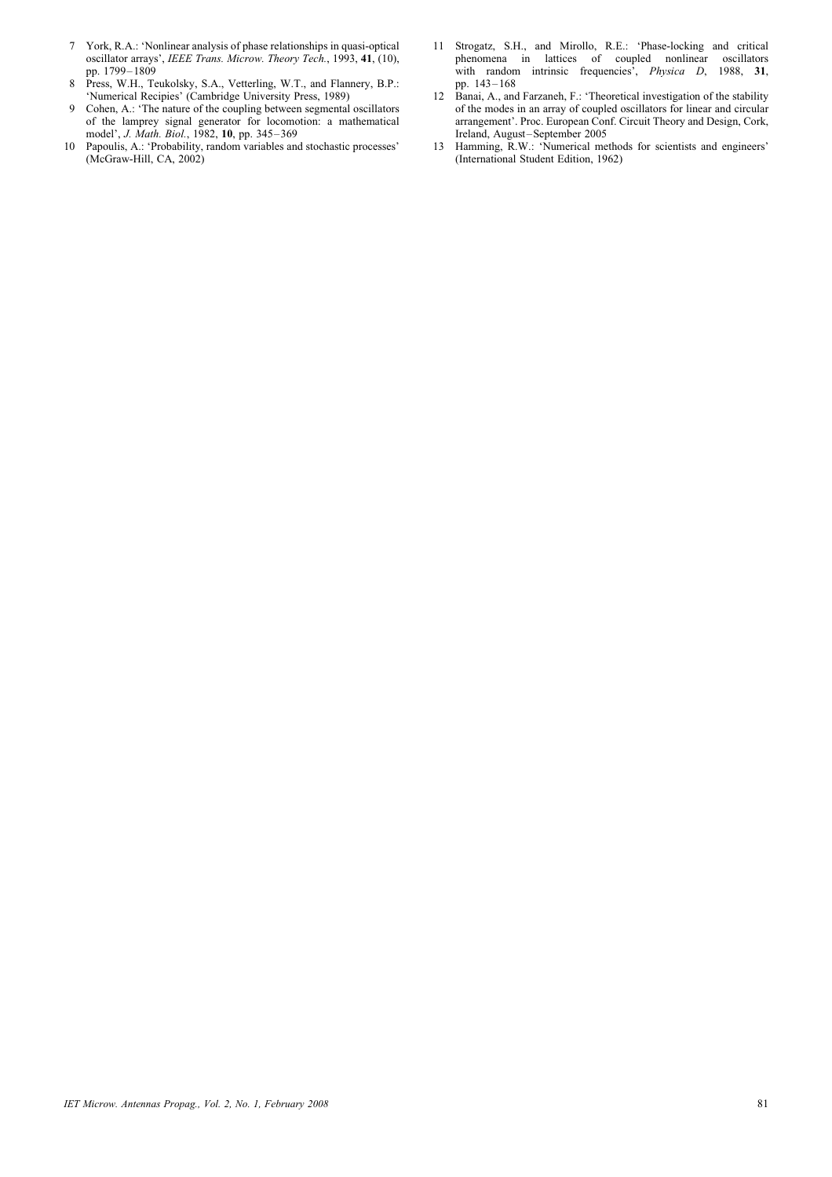7 York, R.A.: 'Nonlinear analysis of phase relationships in quasi-optical oscillator arrays', *IEEE Trans. Microw. Theory Tech.*, 1993, **41**, (10), pp. 1799–1809

8 Press, W.H., Teukolsky, S.A., Vetterling, W.T., and Flannery, B.P.: 'Numerical Recipies' (Cambridge University Press, 1989)

9 Cohen, A.: 'The nature of the coupling between segmental oscillators of the lamprey signal generator for locomotion: a mathematical model', *J. Math. Biol.*, 1982, **10**, pp. 345–369

10 Papoulis, A.: 'Probability, random variables and stochastic processes' (McGraw-Hill, CA, 2002)

11 Strogatz, S.H., and Mirollo, R.E.: 'Phase-locking and critical phenomena in lattices of coupled nonlinear oscillators with random intrinsic frequencies', *Physica D*, 1988, **31**, pp. 143–168

12 Banai, A., and Farzaneh, F.: 'Theoretical investigation of the stability of the modes in an array of coupled oscillators for linear and circular arrangement'. Proc. European Conf. Circuit Theory and Design, Cork, Ireland, August–September 2005

13 Hamming, R.W.: 'Numerical methods for scientists and engineers' (International Student Edition, 1962)